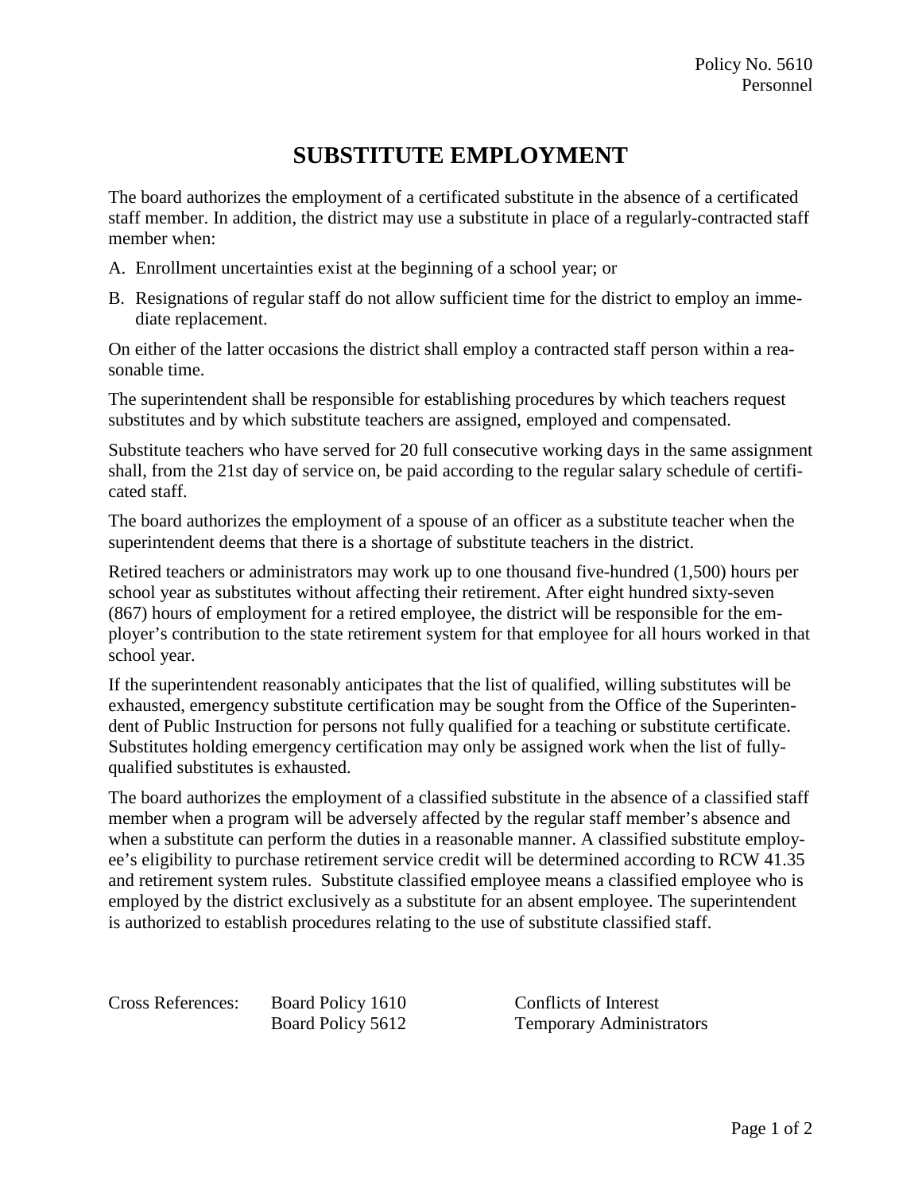Policy No. 5610
Personnel

# SUBSTITUTE EMPLOYMENT

The board authorizes the employment of a certificated substitute in the absence of a certificated staff member. In addition, the district may use a substitute in place of a regularly-contracted staff member when:

A. Enrollment uncertainties exist at the beginning of a school year; or

B. Resignations of regular staff do not allow sufficient time for the district to employ an immediate replacement.

On either of the latter occasions the district shall employ a contracted staff person within a reasonable time.

The superintendent shall be responsible for establishing procedures by which teachers request substitutes and by which substitute teachers are assigned, employed and compensated.

Substitute teachers who have served for 20 full consecutive working days in the same assignment shall, from the 21st day of service on, be paid according to the regular salary schedule of certificated staff.

The board authorizes the employment of a spouse of an officer as a substitute teacher when the superintendent deems that there is a shortage of substitute teachers in the district.

Retired teachers or administrators may work up to one thousand five-hundred (1,500) hours per school year as substitutes without affecting their retirement. After eight hundred sixty-seven (867) hours of employment for a retired employee, the district will be responsible for the employer's contribution to the state retirement system for that employee for all hours worked in that school year.

If the superintendent reasonably anticipates that the list of qualified, willing substitutes will be exhausted, emergency substitute certification may be sought from the Office of the Superintendent of Public Instruction for persons not fully qualified for a teaching or substitute certificate. Substitutes holding emergency certification may only be assigned work when the list of fully-qualified substitutes is exhausted.

The board authorizes the employment of a classified substitute in the absence of a classified staff member when a program will be adversely affected by the regular staff member's absence and when a substitute can perform the duties in a reasonable manner. A classified substitute employee's eligibility to purchase retirement service credit will be determined according to RCW 41.35 and retirement system rules. Substitute classified employee means a classified employee who is employed by the district exclusively as a substitute for an absent employee. The superintendent is authorized to establish procedures relating to the use of substitute classified staff.

| Cross References: | Board Policy 1610 | Conflicts of Interest |
|---|---|---|
| | Board Policy 5612 | Temporary Administrators |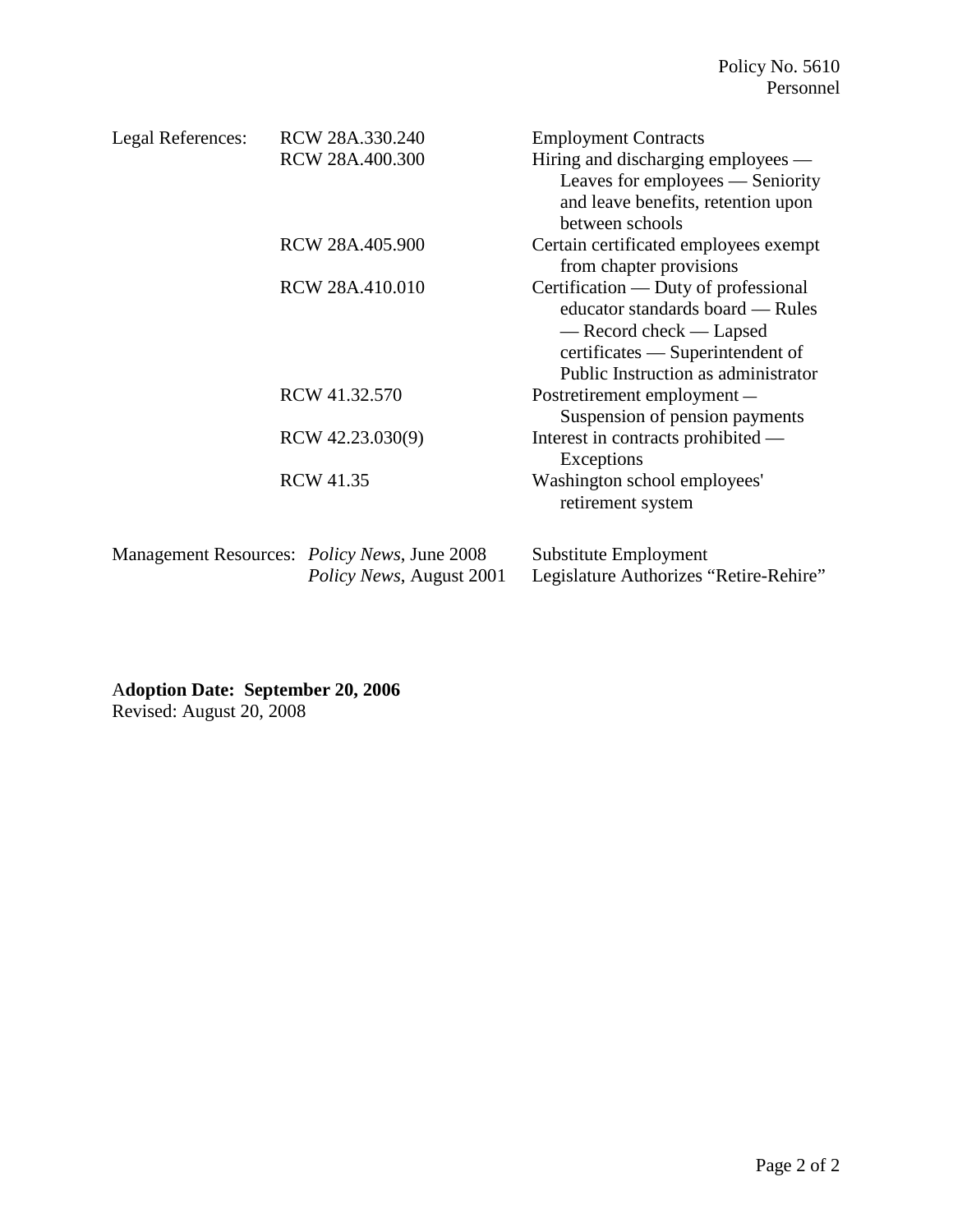| | | |
|---|---|---|
| Legal References: | RCW 28A.330.240 | Employment Contracts |
| | RCW 28A.400.300 | Hiring and discharging employees — Leaves for employees — Seniority and leave benefits, retention upon between schools |
| | RCW 28A.405.900 | Certain certificated employees exempt from chapter provisions |
| | RCW 28A.410.010 | Certification — Duty of professional educator standards board — Rules — Record check — Lapsed certificates — Superintendent of Public Instruction as administrator |
| | RCW 41.32.570 | Postretirement employment — Suspension of pension payments |
| | RCW 42.23.030(9) | Interest in contracts prohibited — Exceptions |
| | RCW 41.35 | Washington school employees' retirement system |
| Management Resources: | *Policy News*, June 2008 | Substitute Employment |
| | *Policy News*, August 2001 | Legislature Authorizes "Retire-Rehire" |

**Adoption Date: September 20, 2006**
Revised: August 20, 2008